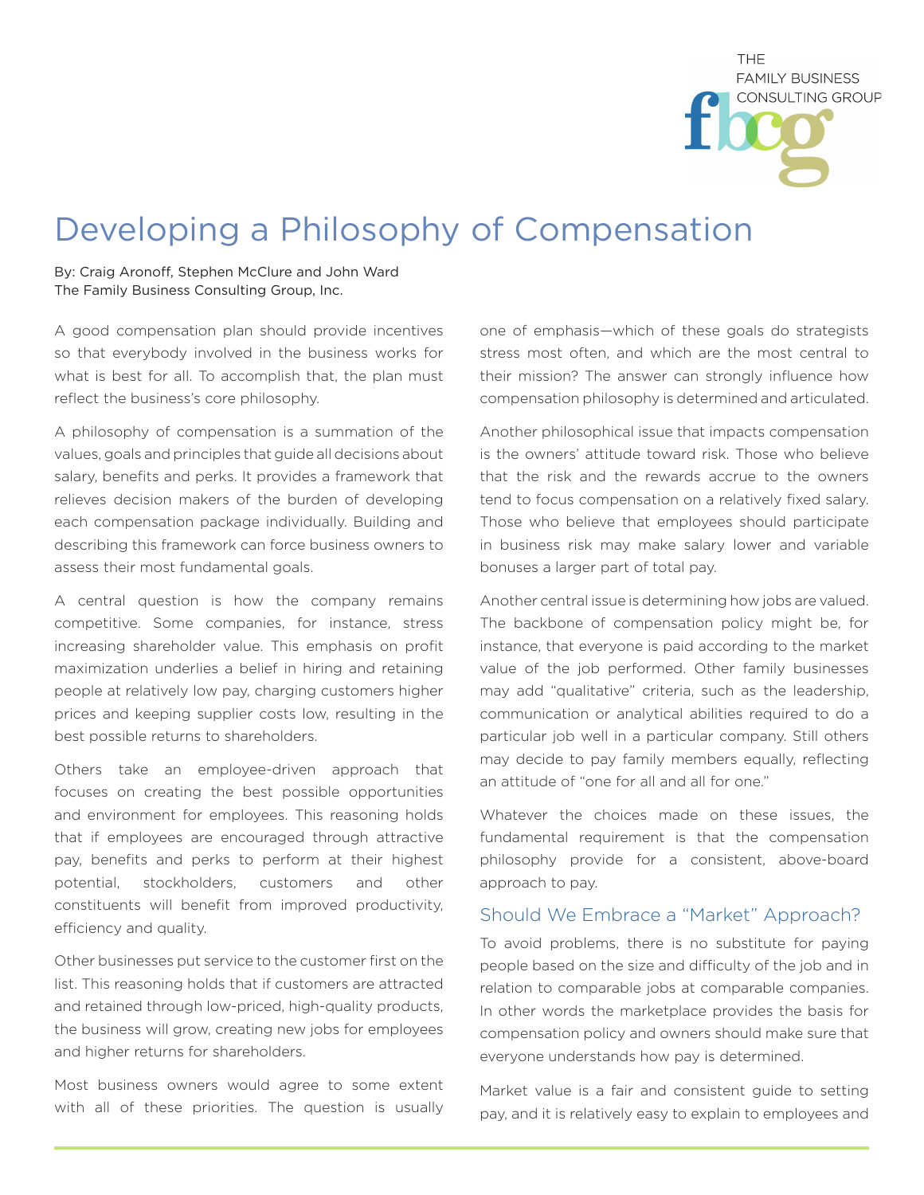# Developing a Philosophy of Compensation

By: Craig Aronoff, Stephen McClure and John Ward
The Family Business Consulting Group, Inc.

A good compensation plan should provide incentives so that everybody involved in the business works for what is best for all. To accomplish that, the plan must reflect the business's core philosophy.

A philosophy of compensation is a summation of the values, goals and principles that guide all decisions about salary, benefits and perks. It provides a framework that relieves decision makers of the burden of developing each compensation package individually. Building and describing this framework can force business owners to assess their most fundamental goals.

A central question is how the company remains competitive. Some companies, for instance, stress increasing shareholder value. This emphasis on profit maximization underlies a belief in hiring and retaining people at relatively low pay, charging customers higher prices and keeping supplier costs low, resulting in the best possible returns to shareholders.

Others take an employee-driven approach that focuses on creating the best possible opportunities and environment for employees. This reasoning holds that if employees are encouraged through attractive pay, benefits and perks to perform at their highest potential, stockholders, customers and other constituents will benefit from improved productivity, efficiency and quality.

Other businesses put service to the customer first on the list. This reasoning holds that if customers are attracted and retained through low-priced, high-quality products, the business will grow, creating new jobs for employees and higher returns for shareholders.

Most business owners would agree to some extent with all of these priorities. The question is usually one of emphasis—which of these goals do strategists stress most often, and which are the most central to their mission? The answer can strongly influence how compensation philosophy is determined and articulated.

Another philosophical issue that impacts compensation is the owners' attitude toward risk. Those who believe that the risk and the rewards accrue to the owners tend to focus compensation on a relatively fixed salary. Those who believe that employees should participate in business risk may make salary lower and variable bonuses a larger part of total pay.

Another central issue is determining how jobs are valued. The backbone of compensation policy might be, for instance, that everyone is paid according to the market value of the job performed. Other family businesses may add "qualitative" criteria, such as the leadership, communication or analytical abilities required to do a particular job well in a particular company. Still others may decide to pay family members equally, reflecting an attitude of "one for all and all for one."

Whatever the choices made on these issues, the fundamental requirement is that the compensation philosophy provide for a consistent, above-board approach to pay.

## Should We Embrace a "Market" Approach?

To avoid problems, there is no substitute for paying people based on the size and difficulty of the job and in relation to comparable jobs at comparable companies. In other words the marketplace provides the basis for compensation policy and owners should make sure that everyone understands how pay is determined.

Market value is a fair and consistent guide to setting pay, and it is relatively easy to explain to employees and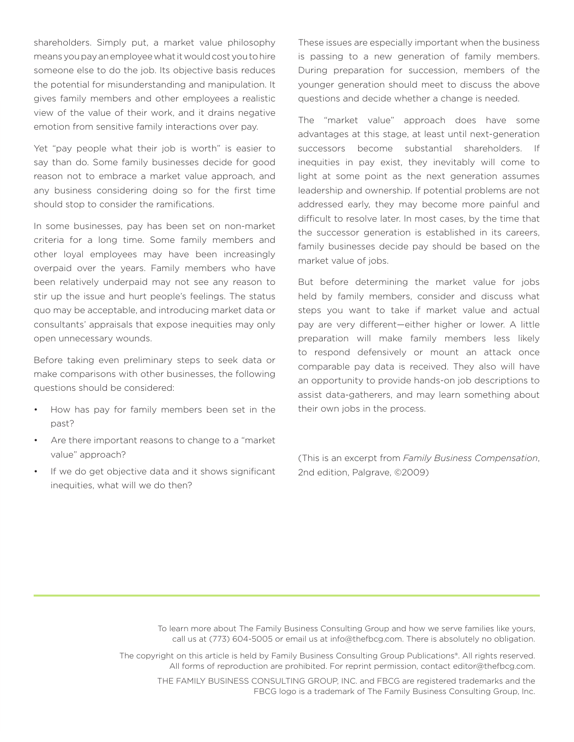shareholders. Simply put, a market value philosophy means you pay an employee what it would cost you to hire someone else to do the job. Its objective basis reduces the potential for misunderstanding and manipulation. It gives family members and other employees a realistic view of the value of their work, and it drains negative emotion from sensitive family interactions over pay.

Yet "pay people what their job is worth" is easier to say than do. Some family businesses decide for good reason not to embrace a market value approach, and any business considering doing so for the first time should stop to consider the ramifications.

In some businesses, pay has been set on non-market criteria for a long time. Some family members and other loyal employees may have been increasingly overpaid over the years. Family members who have been relatively underpaid may not see any reason to stir up the issue and hurt people's feelings. The status quo may be acceptable, and introducing market data or consultants' appraisals that expose inequities may only open unnecessary wounds.

Before taking even preliminary steps to seek data or make comparisons with other businesses, the following questions should be considered:

- How has pay for family members been set in the past?
- Are there important reasons to change to a "market value" approach?
- If we do get objective data and it shows significant inequities, what will we do then?

These issues are especially important when the business is passing to a new generation of family members. During preparation for succession, members of the younger generation should meet to discuss the above questions and decide whether a change is needed.

The "market value" approach does have some advantages at this stage, at least until next-generation successors become substantial shareholders. If inequities in pay exist, they inevitably will come to light at some point as the next generation assumes leadership and ownership. If potential problems are not addressed early, they may become more painful and difficult to resolve later. In most cases, by the time that the successor generation is established in its careers, family businesses decide pay should be based on the market value of jobs.

But before determining the market value for jobs held by family members, consider and discuss what steps you want to take if market value and actual pay are very different—either higher or lower. A little preparation will make family members less likely to respond defensively or mount an attack once comparable pay data is received. They also will have an opportunity to provide hands-on job descriptions to assist data-gatherers, and may learn something about their own jobs in the process.

(This is an excerpt from *Family Business Compensation*, 2nd edition, Palgrave, ©2009)

To learn more about The Family Business Consulting Group and how we serve families like yours, call us at (773) 604-5005 or email us at info@thefbcg.com. There is absolutely no obligation.

The copyright on this article is held by Family Business Consulting Group Publications®. All rights reserved. All forms of reproduction are prohibited. For reprint permission, contact editor@thefbcg.com.

THE FAMILY BUSINESS CONSULTING GROUP, INC. and FBCG are registered trademarks and the FBCG logo is a trademark of The Family Business Consulting Group, Inc.